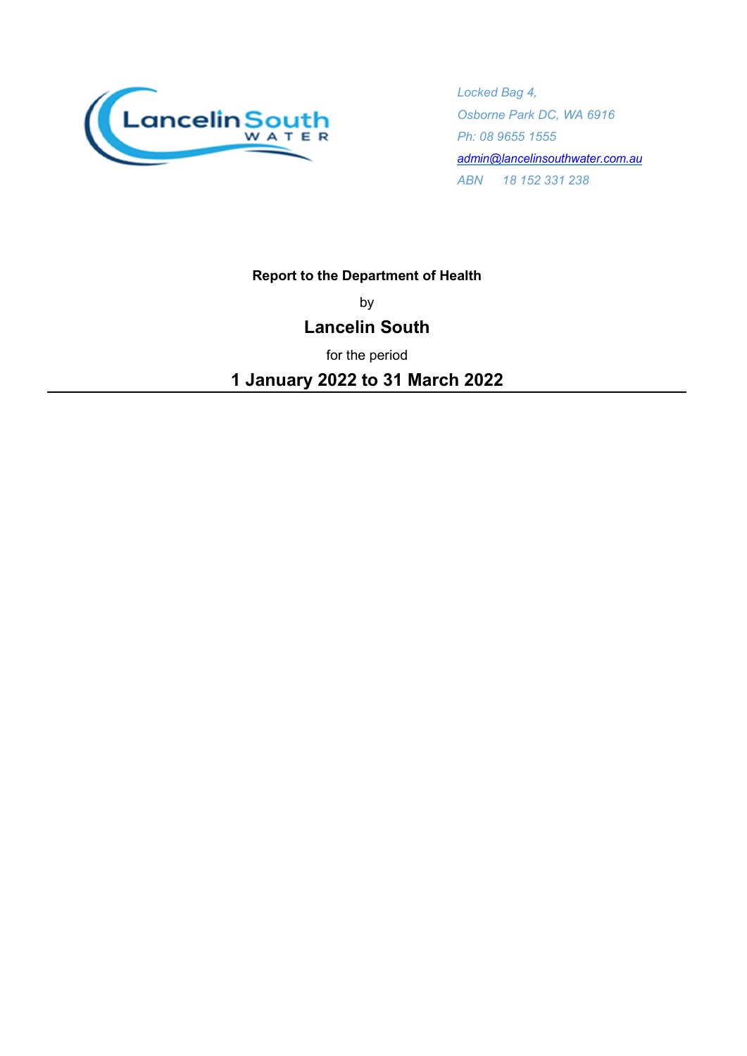*Locked Bag 4,*
*Osborne Park DC, WA 6916*
*Ph: 08 9655 1555*
*admin@lancelinsouthwater.com.au*
*ABN 18 152 331 238*

**Report to the Department of Health**

by

## Lancelin South

for the period

## 1 January 2022 to 31 March 2022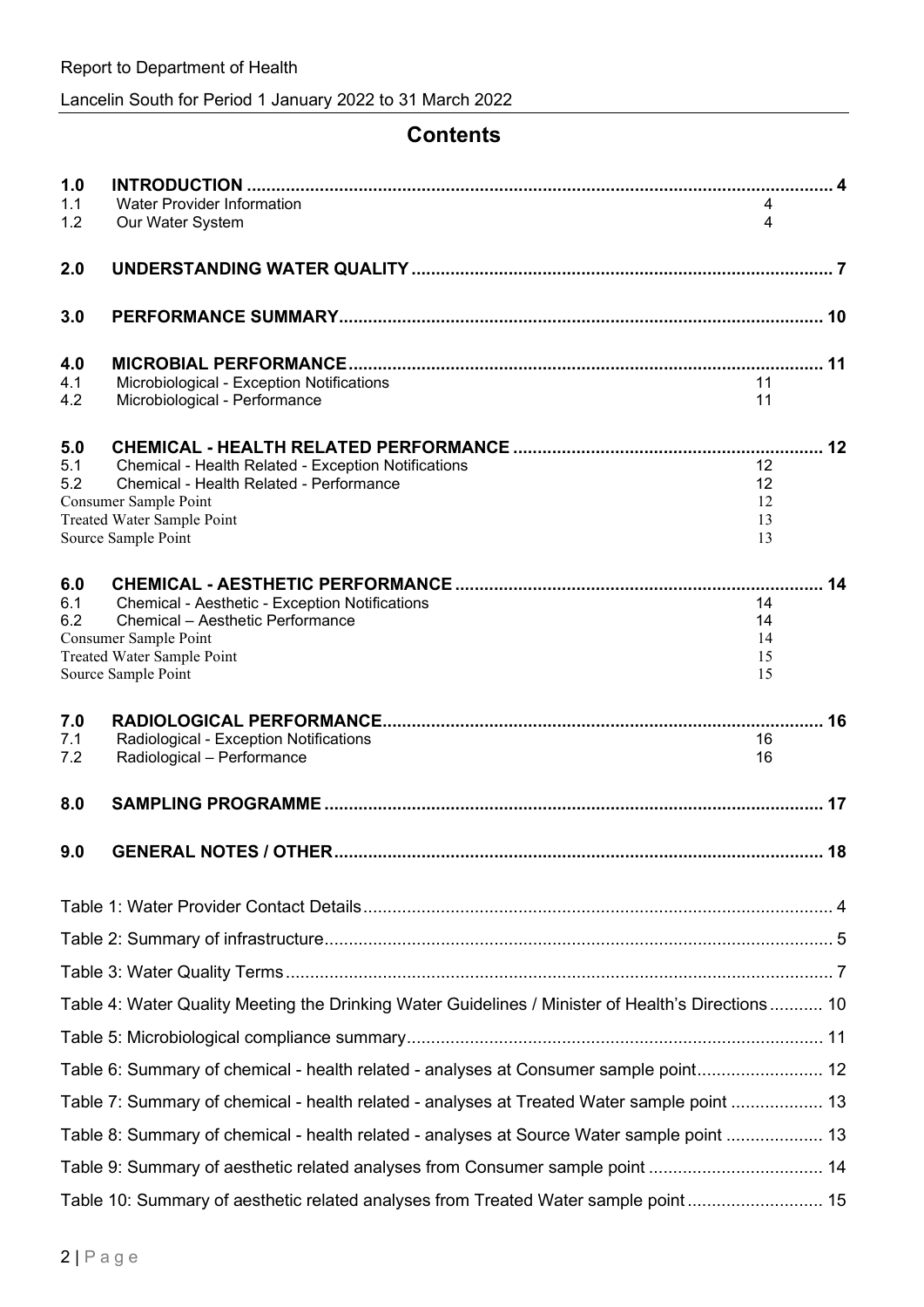# Contents

| | | |
|---|---|---|
| **1.0** | **INTRODUCTION** | **4** |
| 1.1 | Water Provider Information | 4 |
| 1.2 | Our Water System | 4 |
| **2.0** | **UNDERSTANDING WATER QUALITY** | **7** |
| **3.0** | **PERFORMANCE SUMMARY** | **10** |
| **4.0** | **MICROBIAL PERFORMANCE** | **11** |
| 4.1 | Microbiological - Exception Notifications | 11 |
| 4.2 | Microbiological - Performance | 11 |
| **5.0** | **CHEMICAL - HEALTH RELATED PERFORMANCE** | **12** |
| 5.1 | Chemical - Health Related - Exception Notifications | 12 |
| 5.2 | Chemical - Health Related - Performance | 12 |
| | Consumer Sample Point | 12 |
| | Treated Water Sample Point | 13 |
| | Source Sample Point | 13 |
| **6.0** | **CHEMICAL - AESTHETIC PERFORMANCE** | **14** |
| 6.1 | Chemical - Aesthetic - Exception Notifications | 14 |
| 6.2 | Chemical – Aesthetic Performance | 14 |
| | Consumer Sample Point | 14 |
| | Treated Water Sample Point | 15 |
| | Source Sample Point | 15 |
| **7.0** | **RADIOLOGICAL PERFORMANCE** | **16** |
| 7.1 | Radiological - Exception Notifications | 16 |
| 7.2 | Radiological – Performance | 16 |
| **8.0** | **SAMPLING PROGRAMME** | **17** |
| **9.0** | **GENERAL NOTES / OTHER** | **18** |

| | |
|---|---|
| Table 1: Water Provider Contact Details | 4 |
| Table 2: Summary of infrastructure | 5 |
| Table 3: Water Quality Terms | 7 |
| Table 4: Water Quality Meeting the Drinking Water Guidelines / Minister of Health's Directions | 10 |
| Table 5: Microbiological compliance summary | 11 |
| Table 6: Summary of chemical - health related - analyses at Consumer sample point | 12 |
| Table 7: Summary of chemical - health related - analyses at Treated Water sample point | 13 |
| Table 8: Summary of chemical - health related - analyses at Source Water sample point | 13 |
| Table 9: Summary of aesthetic related analyses from Consumer sample point | 14 |
| Table 10: Summary of aesthetic related analyses from Treated Water sample point | 15 |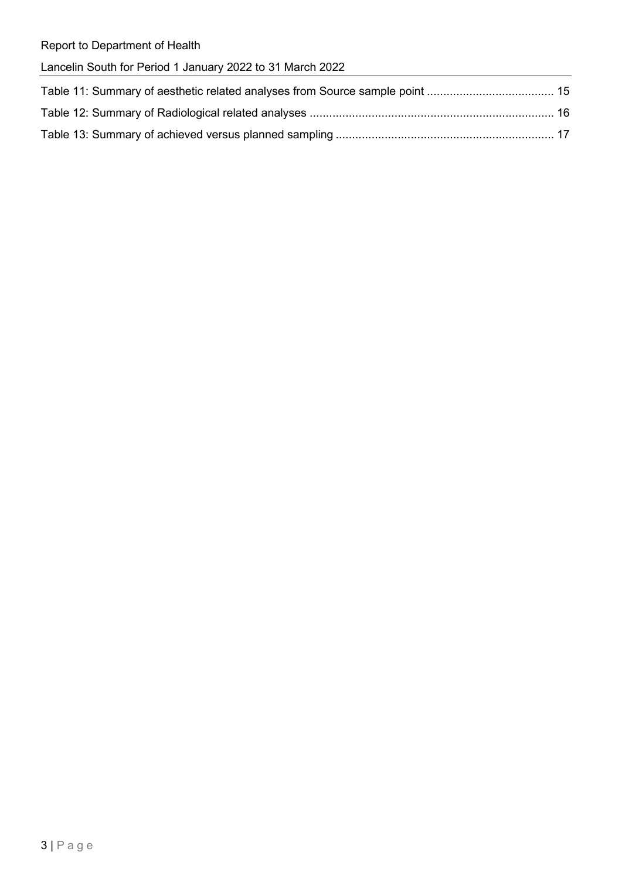Table 11: Summary of aesthetic related analyses from Source sample point ....................................... 15

Table 12: Summary of Radiological related analyses ........................................................................... 16

Table 13: Summary of achieved versus planned sampling ................................................................... 17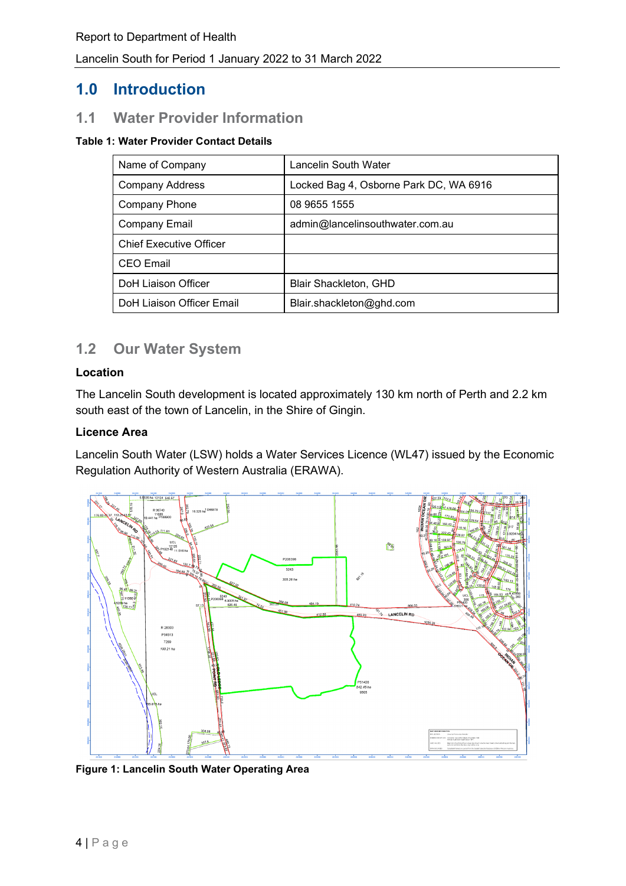# 1.0 Introduction

## 1.1 Water Provider Information

**Table 1: Water Provider Contact Details**

| Name of Company | Lancelin South Water |
|---|---|
| Company Address | Locked Bag 4, Osborne Park DC, WA 6916 |
| Company Phone | 08 9655 1555 |
| Company Email | admin@lancelinsouthwater.com.au |
| Chief Executive Officer | |
| CEO Email | |
| DoH Liaison Officer | Blair Shackleton, GHD |
| DoH Liaison Officer Email | Blair.shackleton@ghd.com |

## 1.2 Our Water System

**Location**

The Lancelin South development is located approximately 130 km north of Perth and 2.2 km south east of the town of Lancelin, in the Shire of Gingin.

**Licence Area**

Lancelin South Water (LSW) holds a Water Services Licence (WL47) issued by the Economic Regulation Authority of Western Australia (ERAWA).

**Figure 1: Lancelin South Water Operating Area**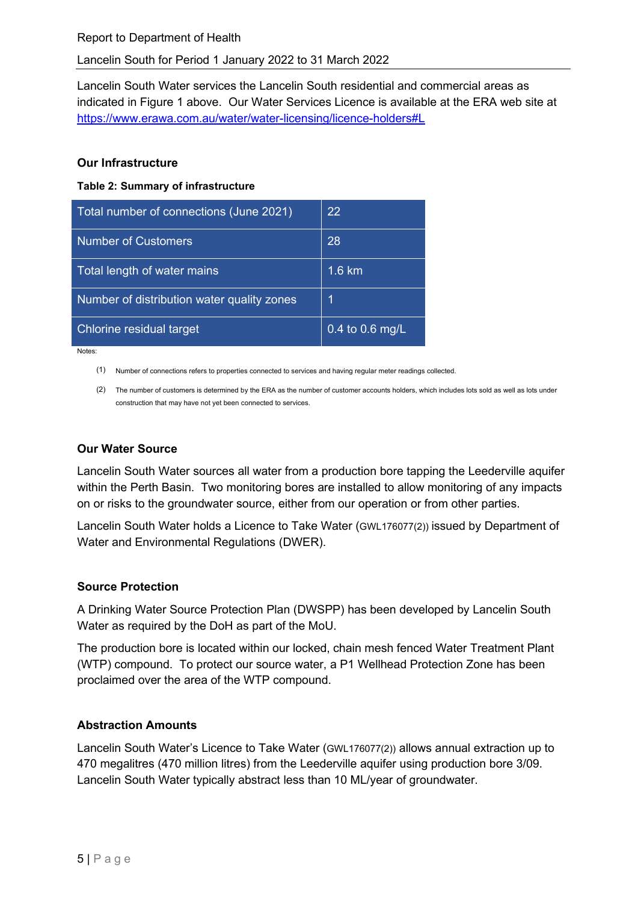Lancelin South Water services the Lancelin South residential and commercial areas as indicated in Figure 1 above. Our Water Services Licence is available at the ERA web site at https://www.erawa.com.au/water/water-licensing/licence-holders#L

## Our Infrastructure

**Table 2: Summary of infrastructure**

| | |
|---|---|
| Total number of connections (June 2021) | 22 |
| Number of Customers | 28 |
| Total length of water mains | 1.6 km |
| Number of distribution water quality zones | 1 |
| Chlorine residual target | 0.4 to 0.6 mg/L |

Notes:

(1) Number of connections refers to properties connected to services and having regular meter readings collected.

(2) The number of customers is determined by the ERA as the number of customer accounts holders, which includes lots sold as well as lots under construction that may have not yet been connected to services.

## Our Water Source

Lancelin South Water sources all water from a production bore tapping the Leederville aquifer within the Perth Basin. Two monitoring bores are installed to allow monitoring of any impacts on or risks to the groundwater source, either from our operation or from other parties.

Lancelin South Water holds a Licence to Take Water (GWL176077(2)) issued by Department of Water and Environmental Regulations (DWER).

## Source Protection

A Drinking Water Source Protection Plan (DWSPP) has been developed by Lancelin South Water as required by the DoH as part of the MoU.

The production bore is located within our locked, chain mesh fenced Water Treatment Plant (WTP) compound. To protect our source water, a P1 Wellhead Protection Zone has been proclaimed over the area of the WTP compound.

## Abstraction Amounts

Lancelin South Water's Licence to Take Water (GWL176077(2)) allows annual extraction up to 470 megalitres (470 million litres) from the Leederville aquifer using production bore 3/09. Lancelin South Water typically abstract less than 10 ML/year of groundwater.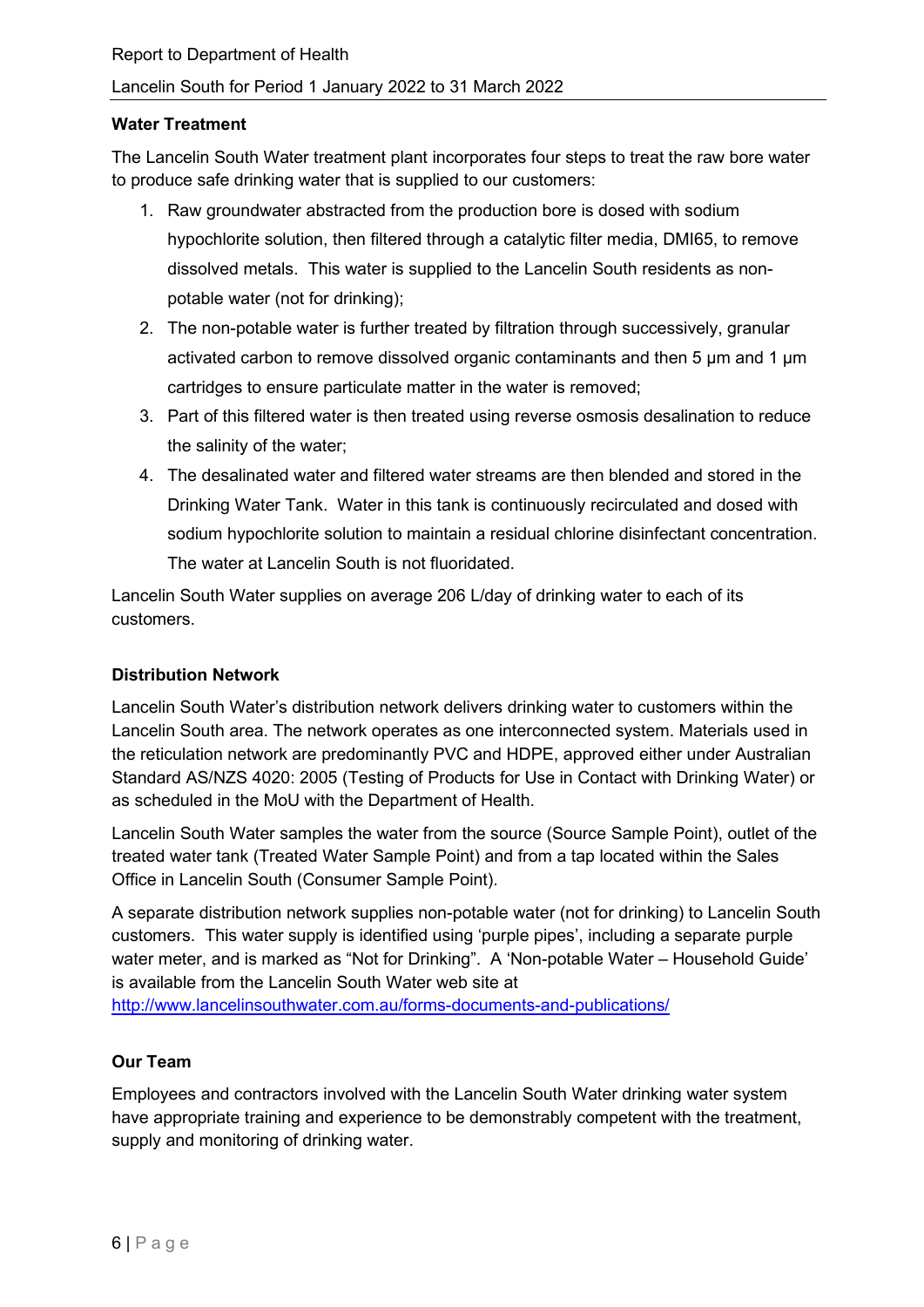**Water Treatment**

The Lancelin South Water treatment plant incorporates four steps to treat the raw bore water to produce safe drinking water that is supplied to our customers:

1. Raw groundwater abstracted from the production bore is dosed with sodium hypochlorite solution, then filtered through a catalytic filter media, DMI65, to remove dissolved metals. This water is supplied to the Lancelin South residents as non-potable water (not for drinking);
2. The non-potable water is further treated by filtration through successively, granular activated carbon to remove dissolved organic contaminants and then 5 μm and 1 μm cartridges to ensure particulate matter in the water is removed;
3. Part of this filtered water is then treated using reverse osmosis desalination to reduce the salinity of the water;
4. The desalinated water and filtered water streams are then blended and stored in the Drinking Water Tank. Water in this tank is continuously recirculated and dosed with sodium hypochlorite solution to maintain a residual chlorine disinfectant concentration. The water at Lancelin South is not fluoridated.

Lancelin South Water supplies on average 206 L/day of drinking water to each of its customers.

**Distribution Network**

Lancelin South Water's distribution network delivers drinking water to customers within the Lancelin South area. The network operates as one interconnected system. Materials used in the reticulation network are predominantly PVC and HDPE, approved either under Australian Standard AS/NZS 4020: 2005 (Testing of Products for Use in Contact with Drinking Water) or as scheduled in the MoU with the Department of Health.

Lancelin South Water samples the water from the source (Source Sample Point), outlet of the treated water tank (Treated Water Sample Point) and from a tap located within the Sales Office in Lancelin South (Consumer Sample Point).

A separate distribution network supplies non-potable water (not for drinking) to Lancelin South customers. This water supply is identified using 'purple pipes', including a separate purple water meter, and is marked as "Not for Drinking". A 'Non-potable Water – Household Guide' is available from the Lancelin South Water web site at http://www.lancelinsouthwater.com.au/forms-documents-and-publications/

**Our Team**

Employees and contractors involved with the Lancelin South Water drinking water system have appropriate training and experience to be demonstrably competent with the treatment, supply and monitoring of drinking water.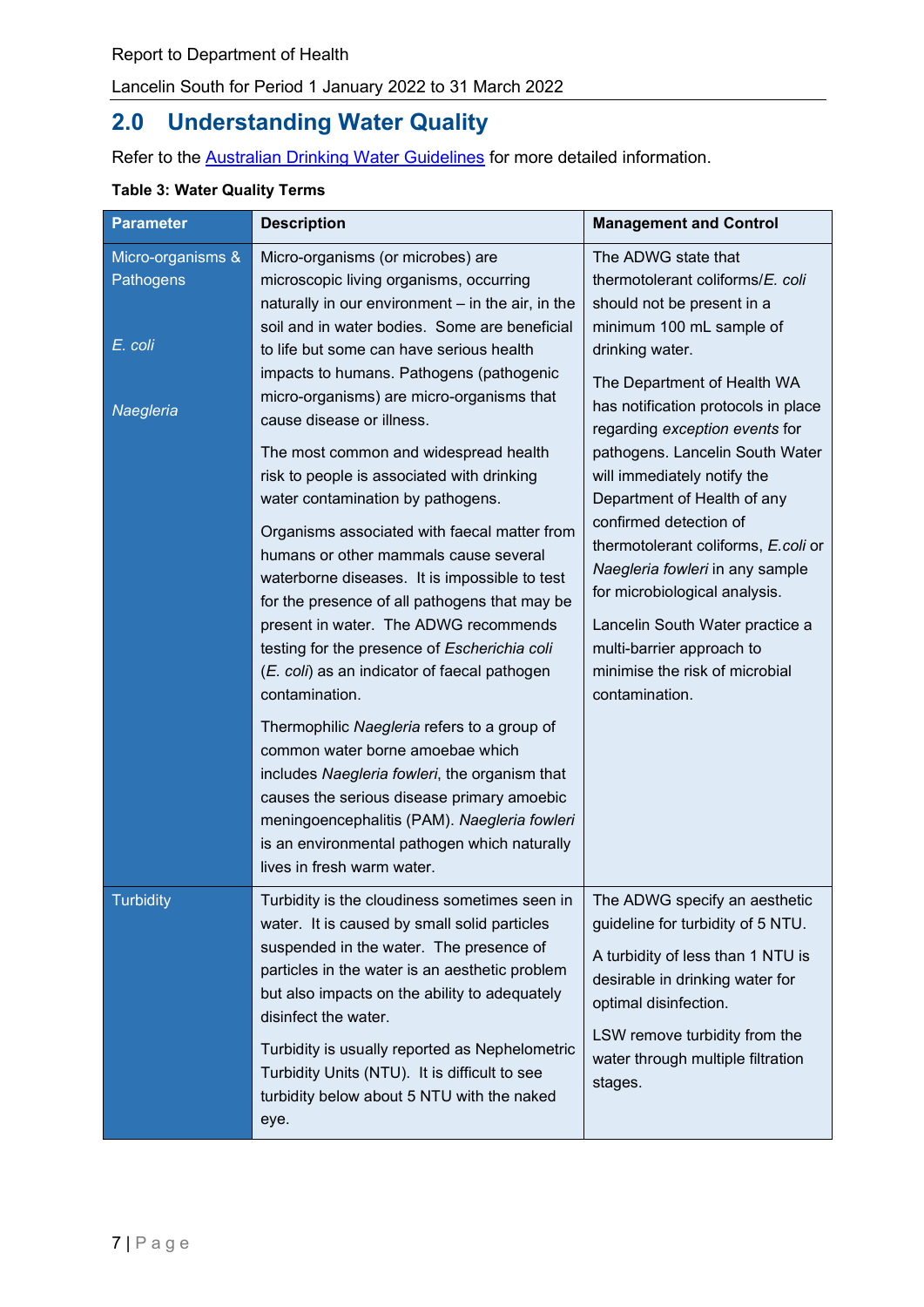## 2.0 Understanding Water Quality

Refer to the Australian Drinking Water Guidelines for more detailed information.

**Table 3: Water Quality Terms**

| Parameter | Description | Management and Control |
|---|---|---|
| Micro-organisms & Pathogens<br><br>*E. coli*<br><br>*Naegleria* | Micro-organisms (or microbes) are microscopic living organisms, occurring naturally in our environment – in the air, in the soil and in water bodies. Some are beneficial to life but some can have serious health impacts to humans. Pathogens (pathogenic micro-organisms) are micro-organisms that cause disease or illness.<br><br>The most common and widespread health risk to people is associated with drinking water contamination by pathogens.<br><br>Organisms associated with faecal matter from humans or other mammals cause several waterborne diseases. It is impossible to test for the presence of all pathogens that may be present in water. The ADWG recommends testing for the presence of *Escherichia coli* (*E. coli*) as an indicator of faecal pathogen contamination.<br><br>Thermophilic *Naegleria* refers to a group of common water borne amoebae which includes *Naegleria fowleri*, the organism that causes the serious disease primary amoebic meningoencephalitis (PAM). *Naegleria fowleri* is an environmental pathogen which naturally lives in fresh warm water. | The ADWG state that thermotolerant coliforms/*E. coli* should not be present in a minimum 100 mL sample of drinking water.<br><br>The Department of Health WA has notification protocols in place regarding *exception events* for pathogens. Lancelin South Water will immediately notify the Department of Health of any confirmed detection of thermotolerant coliforms, *E.coli* or *Naegleria fowleri* in any sample for microbiological analysis.<br><br>Lancelin South Water practice a multi-barrier approach to minimise the risk of microbial contamination. |
| Turbidity | Turbidity is the cloudiness sometimes seen in water. It is caused by small solid particles suspended in the water. The presence of particles in the water is an aesthetic problem but also impacts on the ability to adequately disinfect the water.<br><br>Turbidity is usually reported as Nephelometric Turbidity Units (NTU). It is difficult to see turbidity below about 5 NTU with the naked eye. | The ADWG specify an aesthetic guideline for turbidity of 5 NTU.<br><br>A turbidity of less than 1 NTU is desirable in drinking water for optimal disinfection.<br><br>LSW remove turbidity from the water through multiple filtration stages. |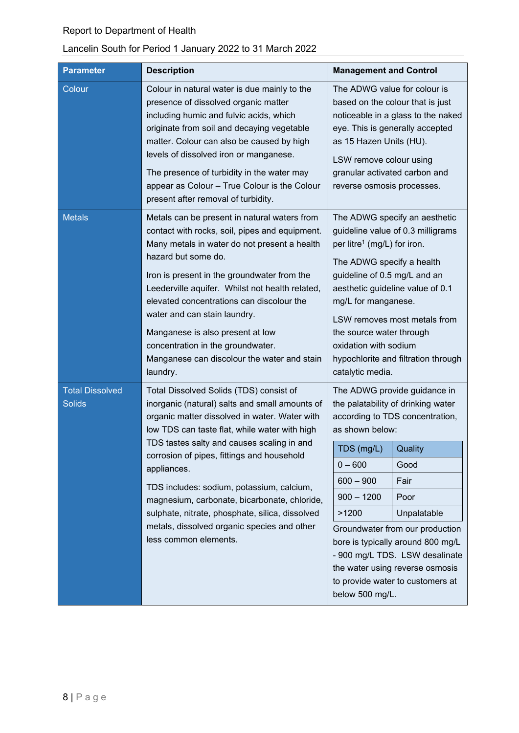| Parameter | Description | Management and Control |
|---|---|---|
| Colour | Colour in natural water is due mainly to the presence of dissolved organic matter including humic and fulvic acids, which originate from soil and decaying vegetable matter. Colour can also be caused by high levels of dissolved iron or manganese.<br><br>The presence of turbidity in the water may appear as Colour – True Colour is the Colour present after removal of turbidity. | The ADWG value for colour is based on the colour that is just noticeable in a glass to the naked eye. This is generally accepted as 15 Hazen Units (HU).<br><br>LSW remove colour using granular activated carbon and reverse osmosis processes. |
| Metals | Metals can be present in natural waters from contact with rocks, soil, pipes and equipment. Many metals in water do not present a health hazard but some do.<br><br>Iron is present in the groundwater from the Leederville aquifer. Whilst not health related, elevated concentrations can discolour the water and can stain laundry.<br><br>Manganese is also present at low concentration in the groundwater. Manganese can discolour the water and stain laundry. | The ADWG specify an aesthetic guideline value of 0.3 milligrams per litre[1] (mg/L) for iron.<br><br>The ADWG specify a health guideline of 0.5 mg/L and an aesthetic guideline value of 0.1 mg/L for manganese.<br><br>LSW removes most metals from the source water through oxidation with sodium hypochlorite and filtration through catalytic media. |
| Total Dissolved Solids | Total Dissolved Solids (TDS) consist of inorganic (natural) salts and small amounts of organic matter dissolved in water. Water with low TDS can taste flat, while water with high TDS tastes salty and causes scaling in and corrosion of pipes, fittings and household appliances.<br><br>TDS includes: sodium, potassium, calcium, magnesium, carbonate, bicarbonate, chloride, sulphate, nitrate, phosphate, silica, dissolved metals, dissolved organic species and other less common elements. | The ADWG provide guidance in the palatability of drinking water according to TDS concentration, as shown below:<br><br>TDS (mg/L) – Quality<br>0 – 600 – Good<br>600 – 900 – Fair<br>900 – 1200 – Poor<br>>1200 – Unpalatable<br><br>Groundwater from our production bore is typically around 800 mg/L - 900 mg/L TDS. LSW desalinate the water using reverse osmosis to provide water to customers at below 500 mg/L. |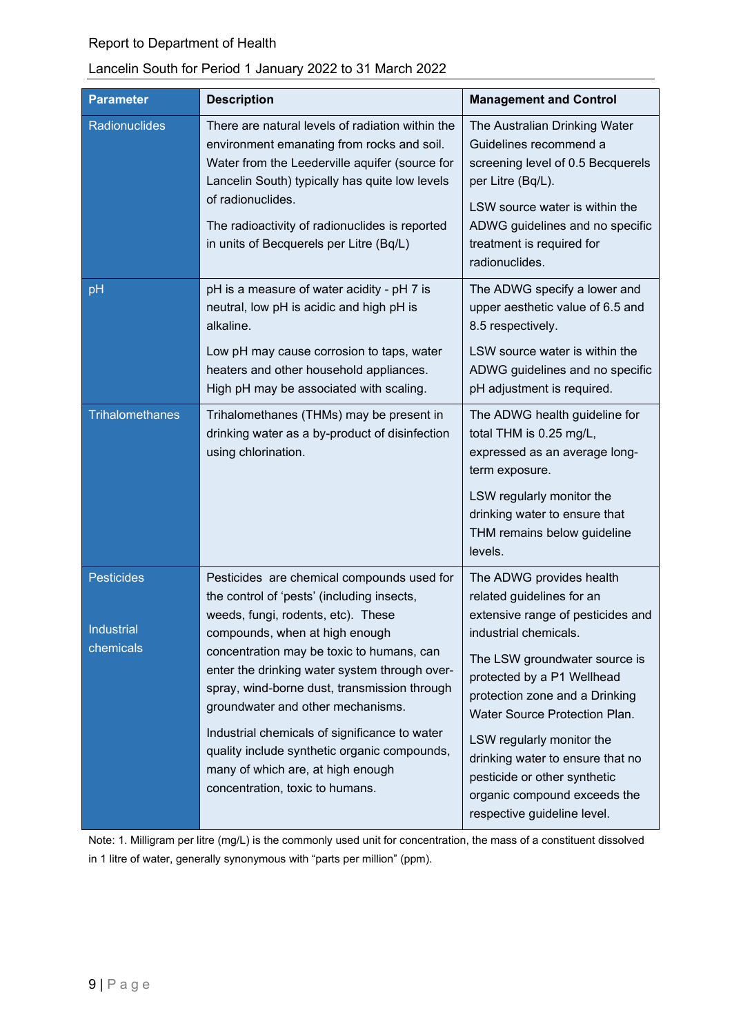| Parameter | Description | Management and Control |
|---|---|---|
| Radionuclides | There are natural levels of radiation within the environment emanating from rocks and soil. Water from the Leederville aquifer (source for Lancelin South) typically has quite low levels of radionuclides.<br><br>The radioactivity of radionuclides is reported in units of Becquerels per Litre (Bq/L) | The Australian Drinking Water Guidelines recommend a screening level of 0.5 Becquerels per Litre (Bq/L).<br><br>LSW source water is within the ADWG guidelines and no specific treatment is required for radionuclides. |
| pH | pH is a measure of water acidity - pH 7 is neutral, low pH is acidic and high pH is alkaline.<br><br>Low pH may cause corrosion to taps, water heaters and other household appliances. High pH may be associated with scaling. | The ADWG specify a lower and upper aesthetic value of 6.5 and 8.5 respectively.<br><br>LSW source water is within the ADWG guidelines and no specific pH adjustment is required. |
| Trihalomethanes | Trihalomethanes (THMs) may be present in drinking water as a by-product of disinfection using chlorination. | The ADWG health guideline for total THM is 0.25 mg/L, expressed as an average long-term exposure.<br><br>LSW regularly monitor the drinking water to ensure that THM remains below guideline levels. |
| Pesticides<br><br>Industrial chemicals | Pesticides are chemical compounds used for the control of 'pests' (including insects, weeds, fungi, rodents, etc). These compounds, when at high enough concentration may be toxic to humans, can enter the drinking water system through over-spray, wind-borne dust, transmission through groundwater and other mechanisms.<br><br>Industrial chemicals of significance to water quality include synthetic organic compounds, many of which are, at high enough concentration, toxic to humans. | The ADWG provides health related guidelines for an extensive range of pesticides and industrial chemicals.<br><br>The LSW groundwater source is protected by a P1 Wellhead protection zone and a Drinking Water Source Protection Plan.<br><br>LSW regularly monitor the drinking water to ensure that no pesticide or other synthetic organic compound exceeds the respective guideline level. |

Note: 1. Milligram per litre (mg/L) is the commonly used unit for concentration, the mass of a constituent dissolved in 1 litre of water, generally synonymous with "parts per million" (ppm).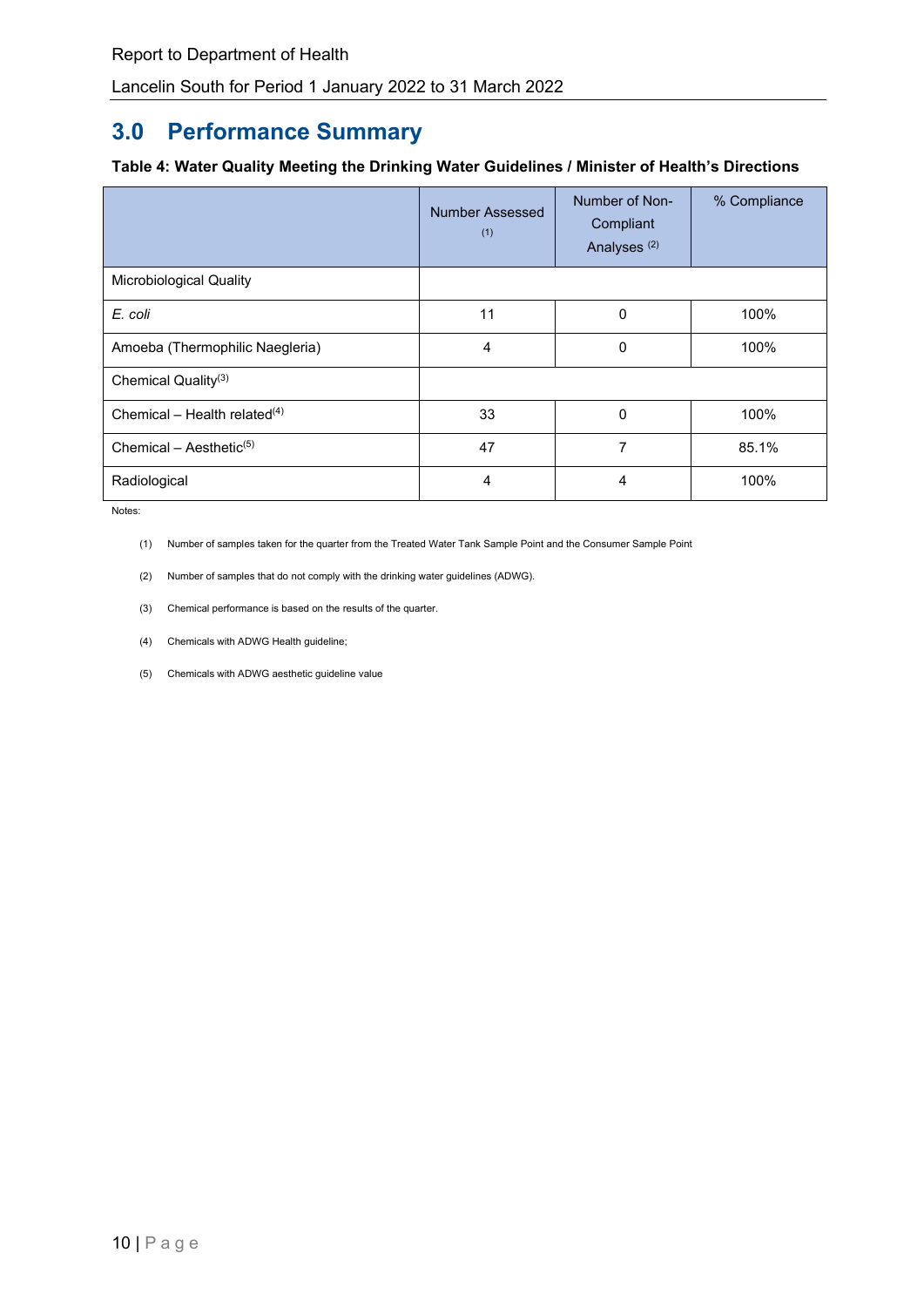# 3.0 Performance Summary

**Table 4: Water Quality Meeting the Drinking Water Guidelines / Minister of Health's Directions**

| | Number Assessed (1) | Number of Non-Compliant Analyses (2) | % Compliance |
|---|---|---|---|
| Microbiological Quality | | | |
| *E. coli* | 11 | 0 | 100% |
| Amoeba (Thermophilic Naegleria) | 4 | 0 | 100% |
| Chemical Quality(3) | | | |
| Chemical – Health related(4) | 33 | 0 | 100% |
| Chemical – Aesthetic(5) | 47 | 7 | 85.1% |
| Radiological | 4 | 4 | 100% |

Notes:

(1) Number of samples taken for the quarter from the Treated Water Tank Sample Point and the Consumer Sample Point

(2) Number of samples that do not comply with the drinking water guidelines (ADWG).

(3) Chemical performance is based on the results of the quarter.

(4) Chemicals with ADWG Health guideline;

(5) Chemicals with ADWG aesthetic guideline value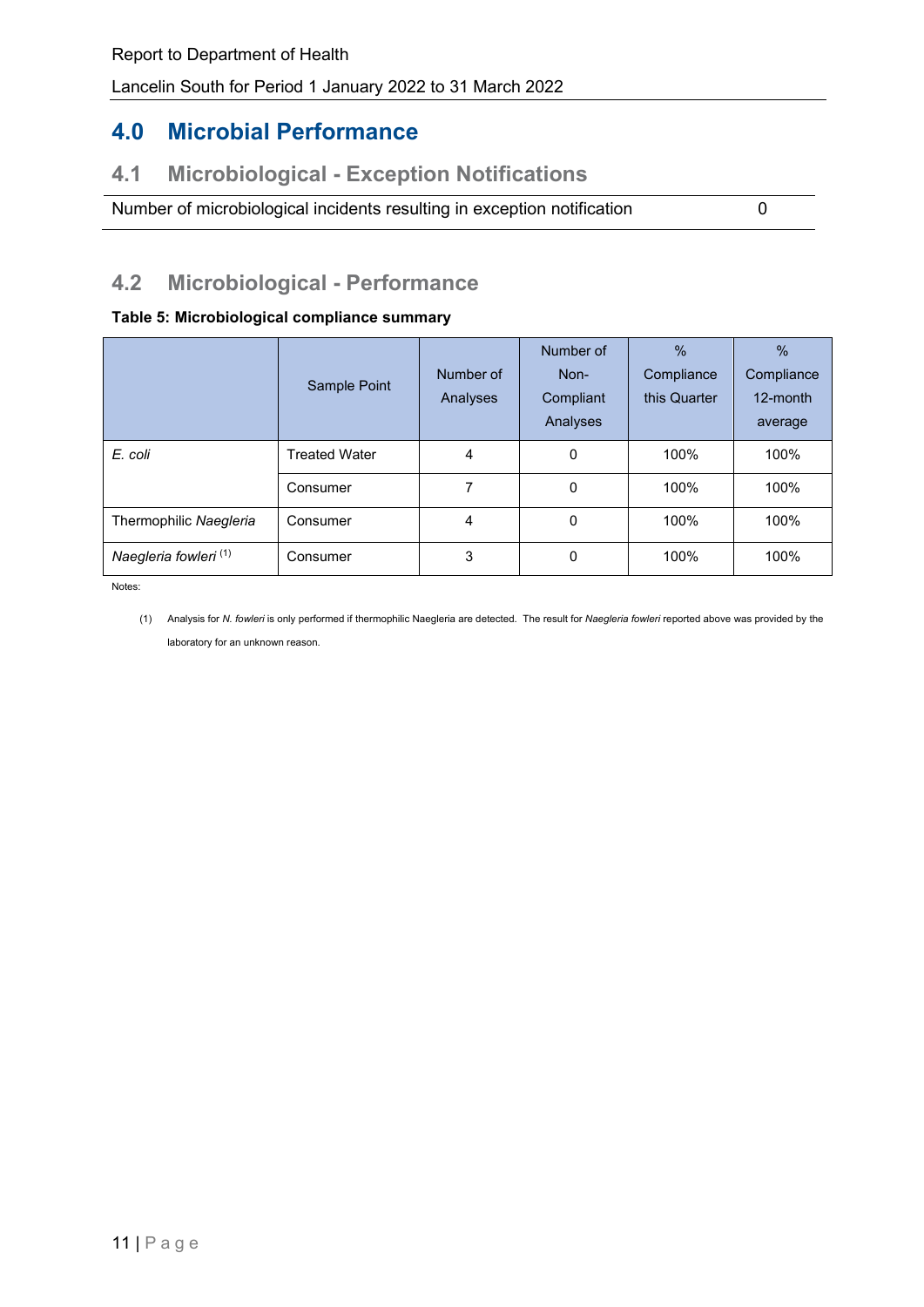# 4.0 Microbial Performance

## 4.1 Microbiological - Exception Notifications

| Number of microbiological incidents resulting in exception notification | 0 |
|---|---|

## 4.2 Microbiological - Performance

**Table 5: Microbiological compliance summary**

| | Sample Point | Number of Analyses | Number of Non-Compliant Analyses | % Compliance this Quarter | % Compliance 12-month average |
|---|---|---|---|---|---|
| *E. coli* | Treated Water | 4 | 0 | 100% | 100% |
| | Consumer | 7 | 0 | 100% | 100% |
| Thermophilic *Naegleria* | Consumer | 4 | 0 | 100% | 100% |
| *Naegleria fowleri* (1) | Consumer | 3 | 0 | 100% | 100% |

Notes:

(1) Analysis for *N. fowleri* is only performed if thermophilic Naegleria are detected. The result for *Naegleria fowleri* reported above was provided by the laboratory for an unknown reason.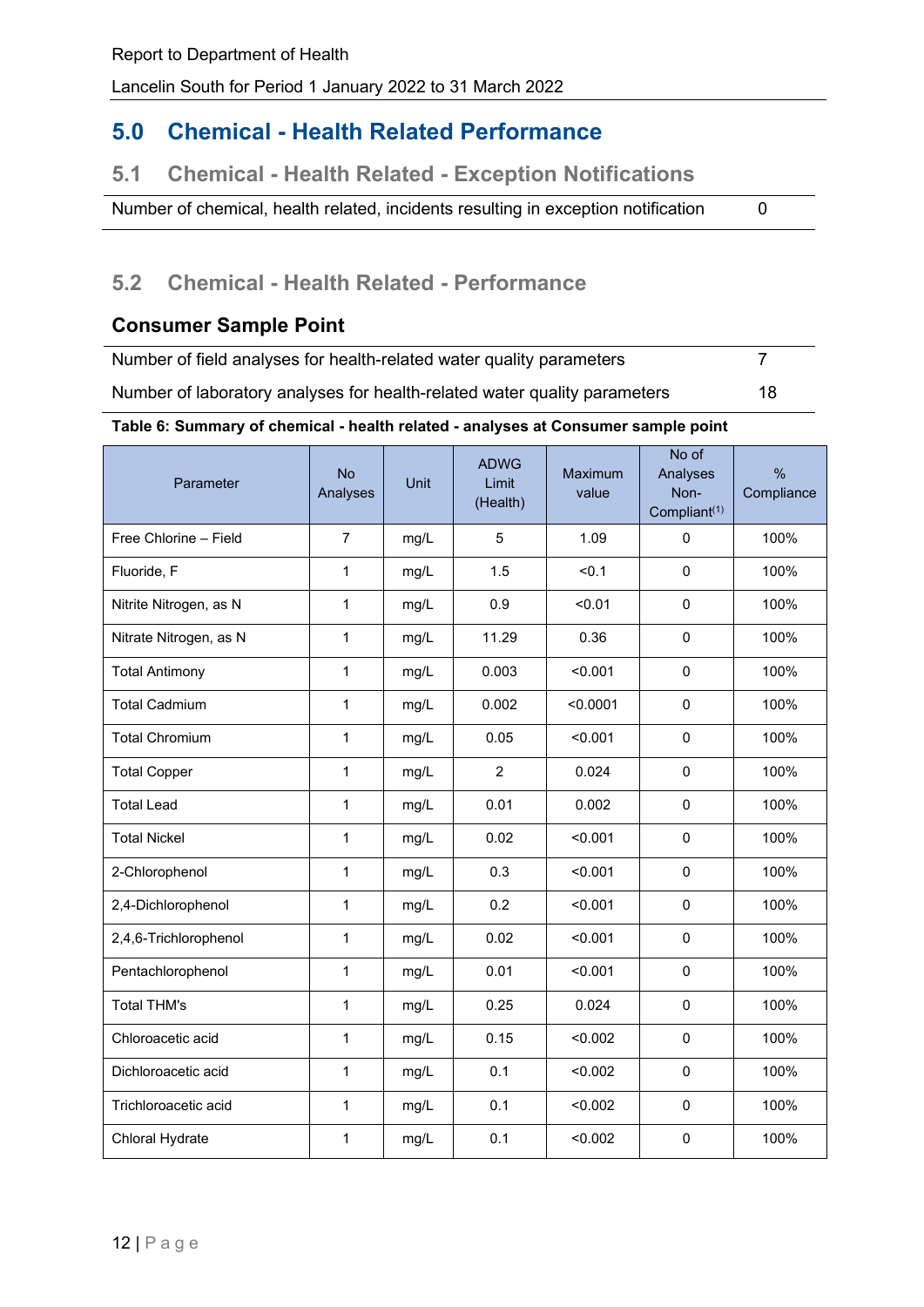# 5.0 Chemical - Health Related Performance

## 5.1 Chemical - Health Related - Exception Notifications

| Number of chemical, health related, incidents resulting in exception notification | 0 |
|---|---|

## 5.2 Chemical - Health Related - Performance

### Consumer Sample Point

| Number of field analyses for health-related water quality parameters | 7 |
|---|---|
| Number of laboratory analyses for health-related water quality parameters | 18 |

**Table 6: Summary of chemical - health related - analyses at Consumer sample point**

| Parameter | No Analyses | Unit | ADWG Limit (Health) | Maximum value | No of Analyses Non-Compliant(1) | % Compliance |
|---|---|---|---|---|---|---|
| Free Chlorine – Field | 7 | mg/L | 5 | 1.09 | 0 | 100% |
| Fluoride, F | 1 | mg/L | 1.5 | <0.1 | 0 | 100% |
| Nitrite Nitrogen, as N | 1 | mg/L | 0.9 | <0.01 | 0 | 100% |
| Nitrate Nitrogen, as N | 1 | mg/L | 11.29 | 0.36 | 0 | 100% |
| Total Antimony | 1 | mg/L | 0.003 | <0.001 | 0 | 100% |
| Total Cadmium | 1 | mg/L | 0.002 | <0.0001 | 0 | 100% |
| Total Chromium | 1 | mg/L | 0.05 | <0.001 | 0 | 100% |
| Total Copper | 1 | mg/L | 2 | 0.024 | 0 | 100% |
| Total Lead | 1 | mg/L | 0.01 | 0.002 | 0 | 100% |
| Total Nickel | 1 | mg/L | 0.02 | <0.001 | 0 | 100% |
| 2-Chlorophenol | 1 | mg/L | 0.3 | <0.001 | 0 | 100% |
| 2,4-Dichlorophenol | 1 | mg/L | 0.2 | <0.001 | 0 | 100% |
| 2,4,6-Trichlorophenol | 1 | mg/L | 0.02 | <0.001 | 0 | 100% |
| Pentachlorophenol | 1 | mg/L | 0.01 | <0.001 | 0 | 100% |
| Total THM's | 1 | mg/L | 0.25 | 0.024 | 0 | 100% |
| Chloroacetic acid | 1 | mg/L | 0.15 | <0.002 | 0 | 100% |
| Dichloroacetic acid | 1 | mg/L | 0.1 | <0.002 | 0 | 100% |
| Trichloroacetic acid | 1 | mg/L | 0.1 | <0.002 | 0 | 100% |
| Chloral Hydrate | 1 | mg/L | 0.1 | <0.002 | 0 | 100% |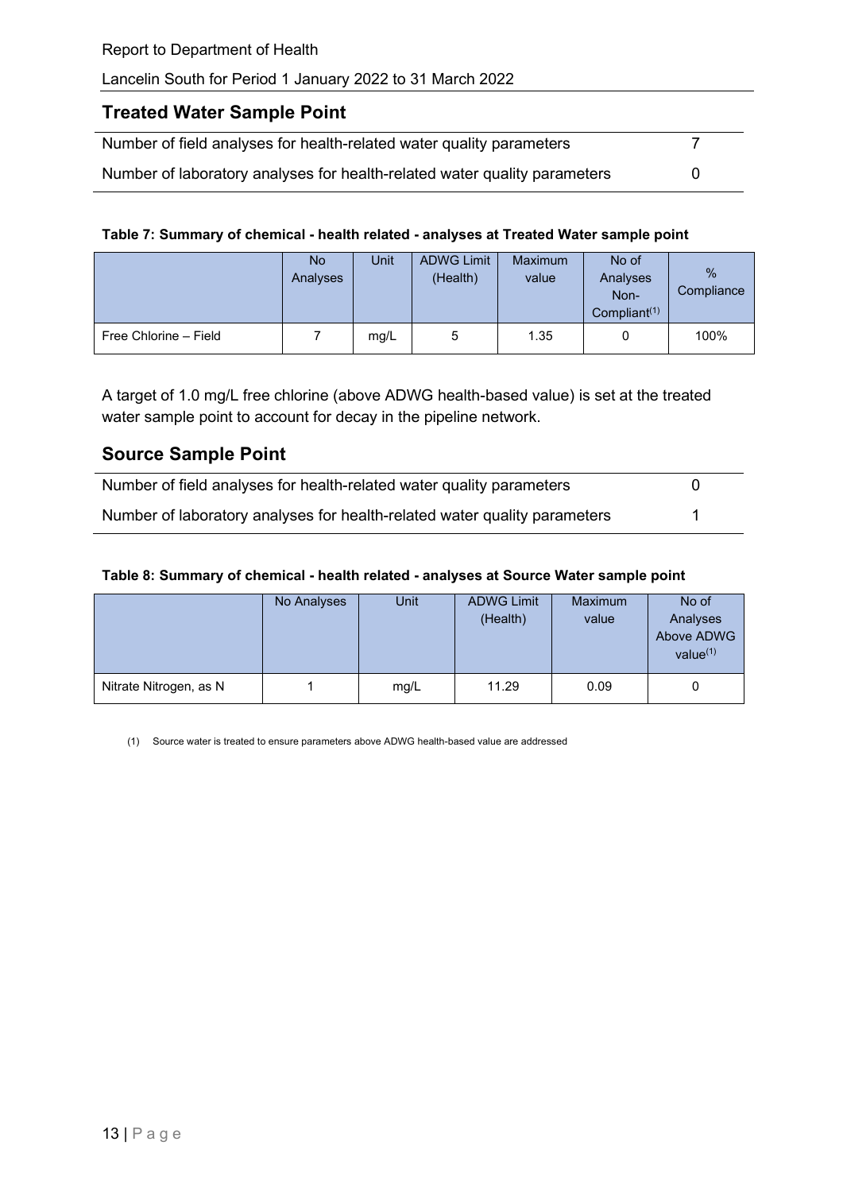## Treated Water Sample Point

| | |
|---|---|
| Number of field analyses for health-related water quality parameters | 7 |
| Number of laboratory analyses for health-related water quality parameters | 0 |

**Table 7: Summary of chemical - health related - analyses at Treated Water sample point**

| | No Analyses | Unit | ADWG Limit (Health) | Maximum value | No of Analyses Non-Compliant[1] | % Compliance |
|---|---|---|---|---|---|---|
| Free Chlorine – Field | 7 | mg/L | 5 | 1.35 | 0 | 100% |

A target of 1.0 mg/L free chlorine (above ADWG health-based value) is set at the treated water sample point to account for decay in the pipeline network.

## Source Sample Point

| | |
|---|---|
| Number of field analyses for health-related water quality parameters | 0 |
| Number of laboratory analyses for health-related water quality parameters | 1 |

**Table 8: Summary of chemical - health related - analyses at Source Water sample point**

| | No Analyses | Unit | ADWG Limit (Health) | Maximum value | No of Analyses Above ADWG value[1] |
|---|---|---|---|---|---|
| Nitrate Nitrogen, as N | 1 | mg/L | 11.29 | 0.09 | 0 |

(1) Source water is treated to ensure parameters above ADWG health-based value are addressed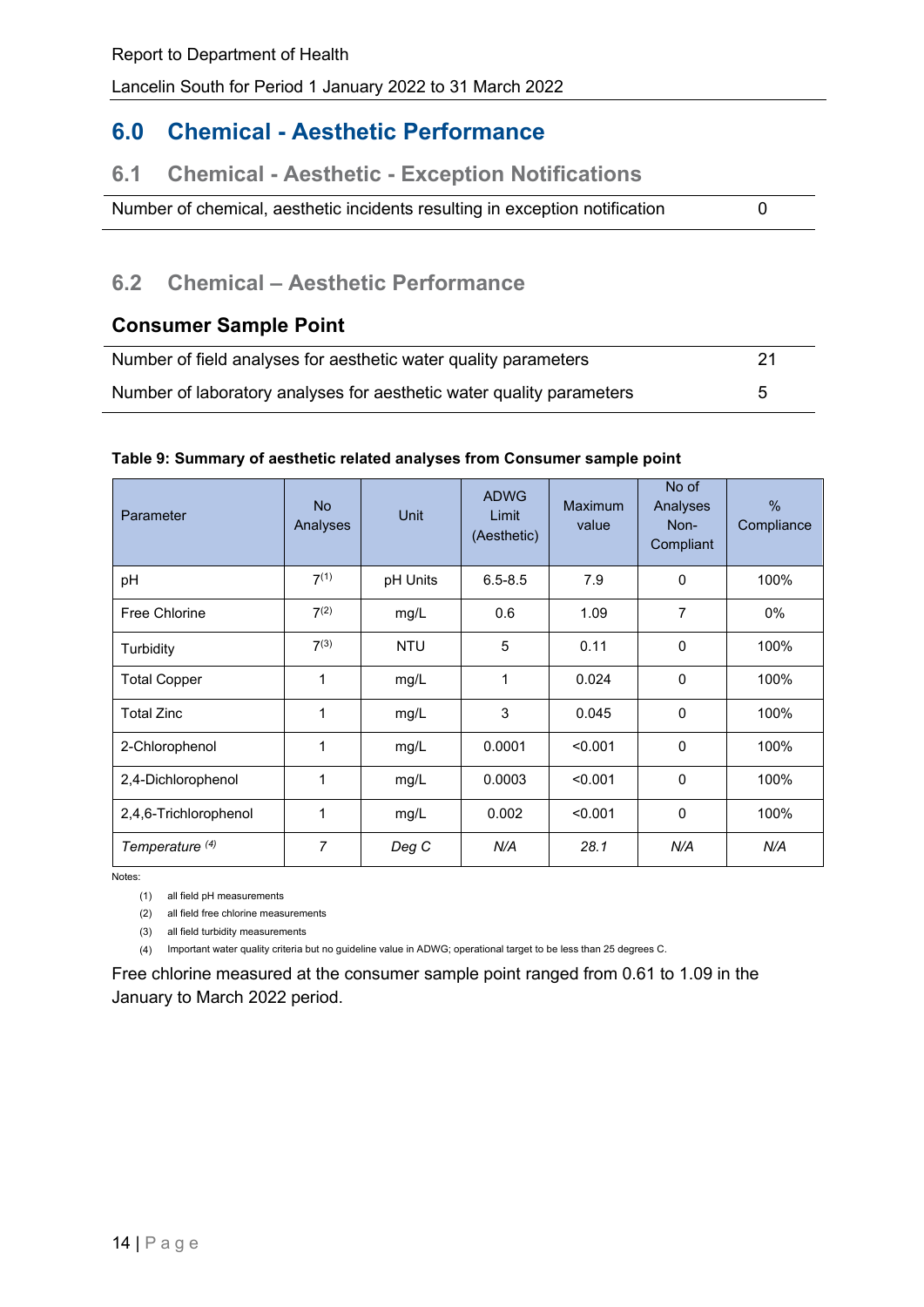# 6.0 Chemical - Aesthetic Performance

## 6.1 Chemical - Aesthetic - Exception Notifications

| Number of chemical, aesthetic incidents resulting in exception notification | 0 |
|---|---|

## 6.2 Chemical – Aesthetic Performance

### Consumer Sample Point

| Number of field analyses for aesthetic water quality parameters | 21 |
|---|---|
| Number of laboratory analyses for aesthetic water quality parameters | 5 |

**Table 9: Summary of aesthetic related analyses from Consumer sample point**

| Parameter | No Analyses | Unit | ADWG Limit (Aesthetic) | Maximum value | No of Analyses Non-Compliant | % Compliance |
|---|---|---|---|---|---|---|
| pH | 7(1) | pH Units | 6.5-8.5 | 7.9 | 0 | 100% |
| Free Chlorine | 7(2) | mg/L | 0.6 | 1.09 | 7 | 0% |
| Turbidity | 7(3) | NTU | 5 | 0.11 | 0 | 100% |
| Total Copper | 1 | mg/L | 1 | 0.024 | 0 | 100% |
| Total Zinc | 1 | mg/L | 3 | 0.045 | 0 | 100% |
| 2-Chlorophenol | 1 | mg/L | 0.0001 | <0.001 | 0 | 100% |
| 2,4-Dichlorophenol | 1 | mg/L | 0.0003 | <0.001 | 0 | 100% |
| 2,4,6-Trichlorophenol | 1 | mg/L | 0.002 | <0.001 | 0 | 100% |
| *Temperature (4)* | *7* | *Deg C* | *N/A* | *28.1* | *N/A* | *N/A* |

Notes:

(1) all field pH measurements

(2) all field free chlorine measurements

(3) all field turbidity measurements

(4) Important water quality criteria but no guideline value in ADWG; operational target to be less than 25 degrees C.

Free chlorine measured at the consumer sample point ranged from 0.61 to 1.09 in the January to March 2022 period.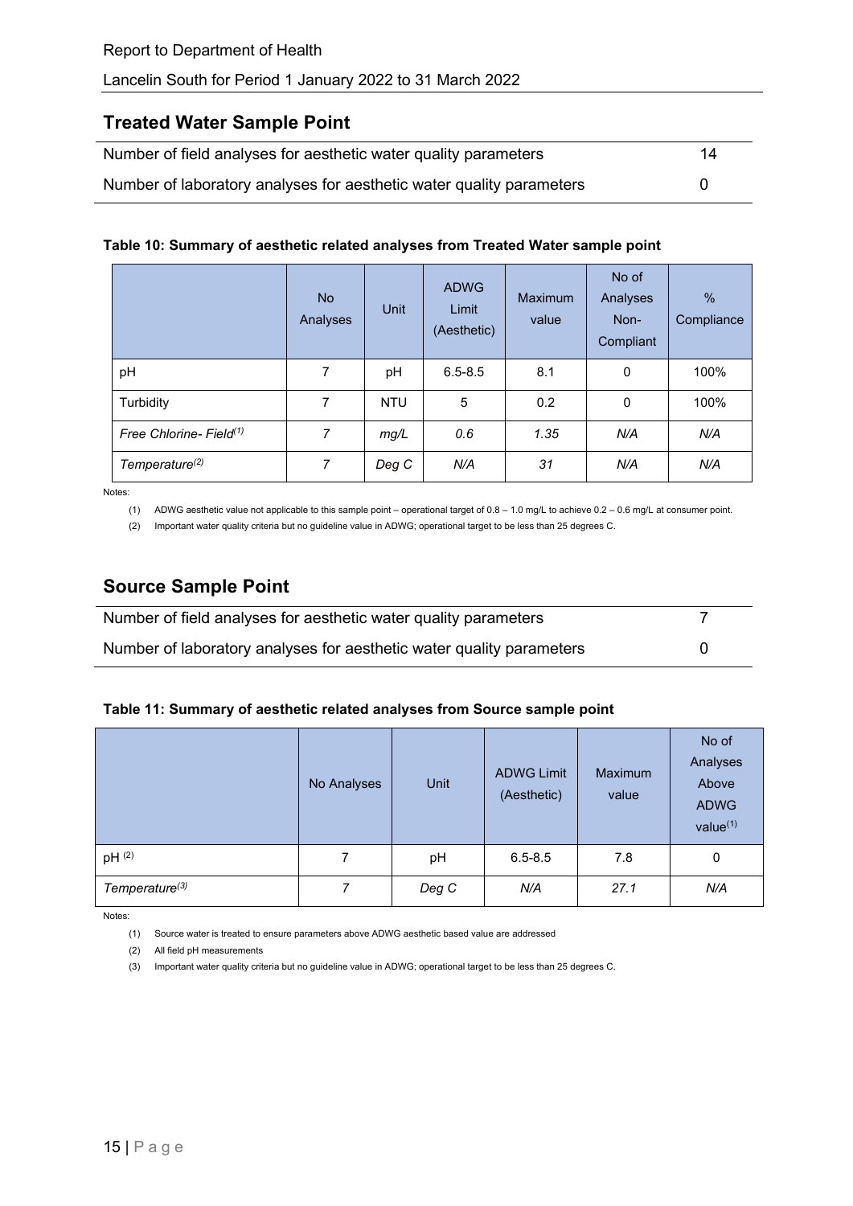## Treated Water Sample Point

| | |
|---|---|
| Number of field analyses for aesthetic water quality parameters | 14 |
| Number of laboratory analyses for aesthetic water quality parameters | 0 |

**Table 10: Summary of aesthetic related analyses from Treated Water sample point**

| | No Analyses | Unit | ADWG Limit (Aesthetic) | Maximum value | No of Analyses Non-Compliant | % Compliance |
|---|---|---|---|---|---|---|
| pH | 7 | pH | 6.5-8.5 | 8.1 | 0 | 100% |
| Turbidity | 7 | NTU | 5 | 0.2 | 0 | 100% |
| *Free Chlorine- Field[(1)]* | *7* | *mg/L* | *0.6* | *1.35* | *N/A* | *N/A* |
| *Temperature[(2)]* | *7* | *Deg C* | *N/A* | *31* | *N/A* | *N/A* |

Notes:

(1) ADWG aesthetic value not applicable to this sample point – operational target of 0.8 – 1.0 mg/L to achieve 0.2 – 0.6 mg/L at consumer point.

(2) Important water quality criteria but no guideline value in ADWG; operational target to be less than 25 degrees C.

## Source Sample Point

| | |
|---|---|
| Number of field analyses for aesthetic water quality parameters | 7 |
| Number of laboratory analyses for aesthetic water quality parameters | 0 |

**Table 11: Summary of aesthetic related analyses from Source sample point**

| | No Analyses | Unit | ADWG Limit (Aesthetic) | Maximum value | No of Analyses Above ADWG value[(1)] |
|---|---|---|---|---|---|
| pH [(2)] | 7 | pH | 6.5-8.5 | 7.8 | 0 |
| *Temperature[(3)]* | *7* | *Deg C* | *N/A* | *27.1* | *N/A* |

Notes:

(1) Source water is treated to ensure parameters above ADWG aesthetic based value are addressed

(2) All field pH measurements

(3) Important water quality criteria but no guideline value in ADWG; operational target to be less than 25 degrees C.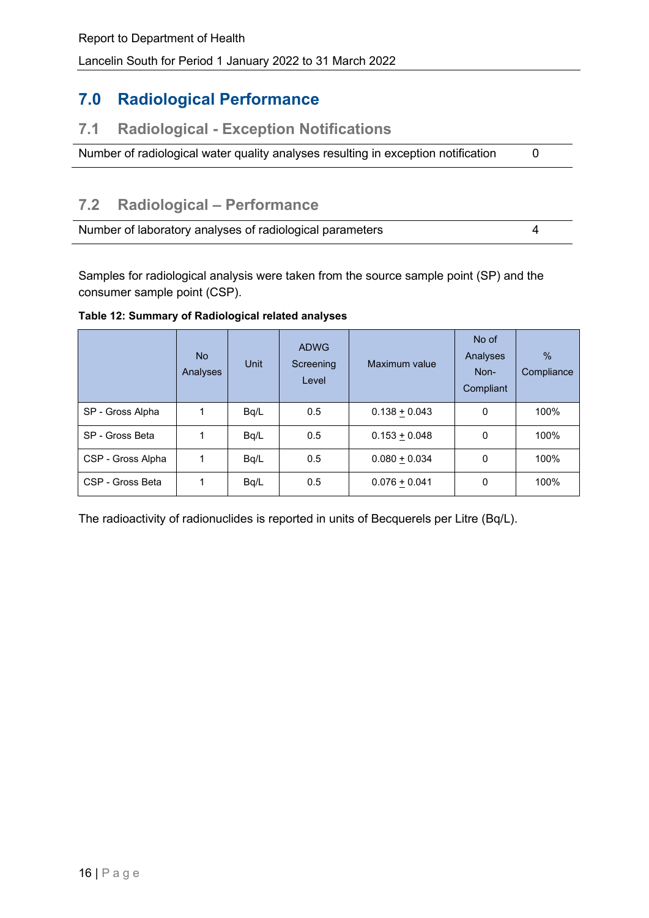# 7.0 Radiological Performance

## 7.1 Radiological - Exception Notifications

| Number of radiological water quality analyses resulting in exception notification | 0 |
|---|---|

## 7.2 Radiological – Performance

| Number of laboratory analyses of radiological parameters | 4 |
|---|---|

Samples for radiological analysis were taken from the source sample point (SP) and the consumer sample point (CSP).

**Table 12: Summary of Radiological related analyses**

| | No Analyses | Unit | ADWG Screening Level | Maximum value | No of Analyses Non-Compliant | % Compliance |
|---|---|---|---|---|---|---|
| SP - Gross Alpha | 1 | Bq/L | 0.5 | 0.138 $\pm$ 0.043 | 0 | 100% |
| SP - Gross Beta | 1 | Bq/L | 0.5 | 0.153 $\pm$ 0.048 | 0 | 100% |
| CSP - Gross Alpha | 1 | Bq/L | 0.5 | 0.080 $\pm$ 0.034 | 0 | 100% |
| CSP - Gross Beta | 1 | Bq/L | 0.5 | 0.076 $\pm$ 0.041 | 0 | 100% |

The radioactivity of radionuclides is reported in units of Becquerels per Litre (Bq/L).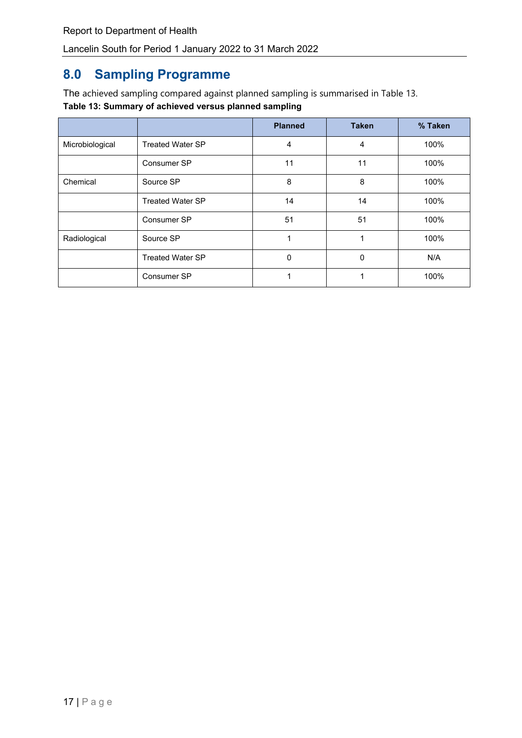# 8.0 Sampling Programme

The achieved sampling compared against planned sampling is summarised in Table 13.

**Table 13: Summary of achieved versus planned sampling**

| | | Planned | Taken | % Taken |
|---|---|---|---|---|
| Microbiological | Treated Water SP | 4 | 4 | 100% |
| | Consumer SP | 11 | 11 | 100% |
| Chemical | Source SP | 8 | 8 | 100% |
| | Treated Water SP | 14 | 14 | 100% |
| | Consumer SP | 51 | 51 | 100% |
| Radiological | Source SP | 1 | 1 | 100% |
| | Treated Water SP | 0 | 0 | N/A |
| | Consumer SP | 1 | 1 | 100% |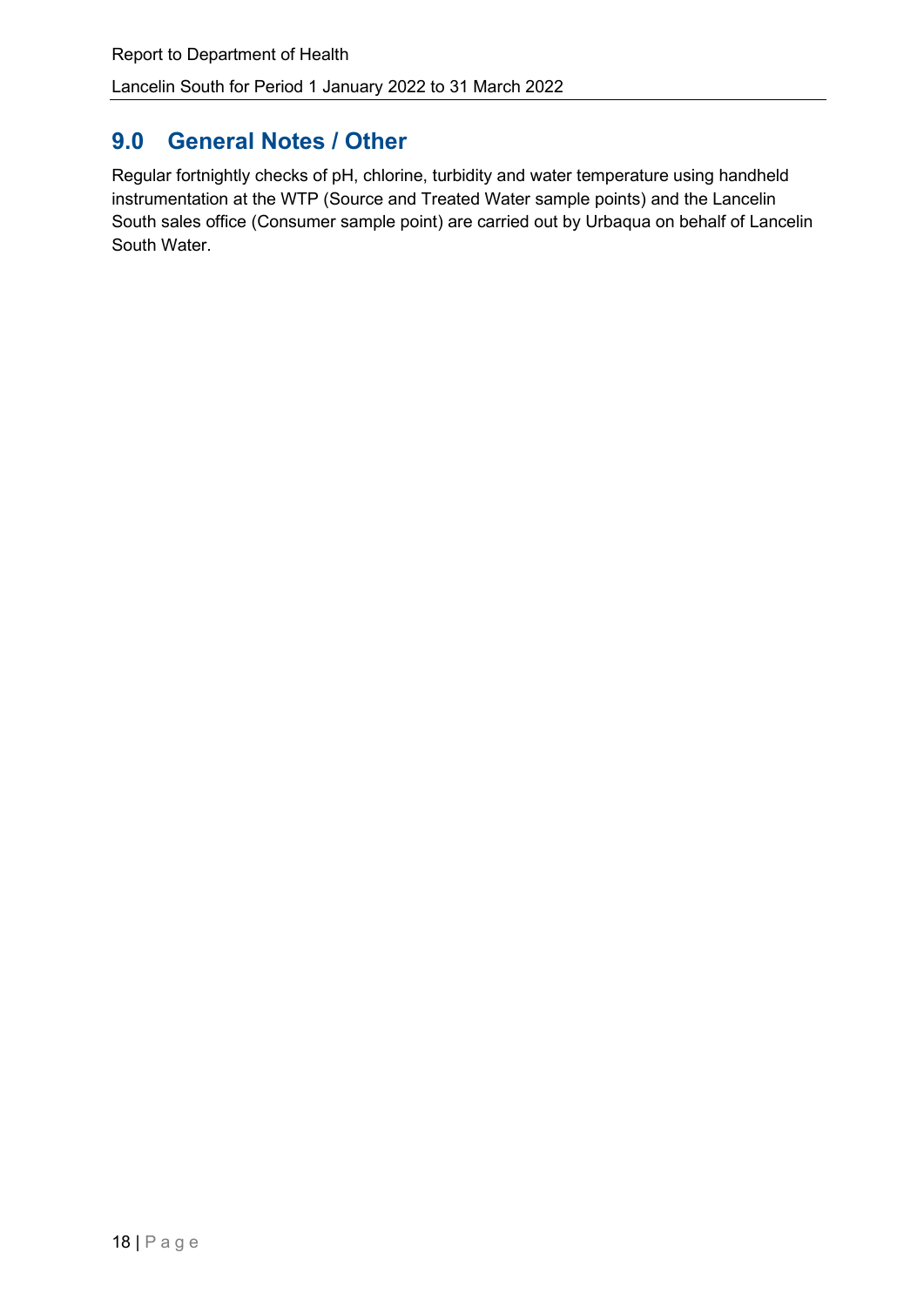## 9.0 General Notes / Other

Regular fortnightly checks of pH, chlorine, turbidity and water temperature using handheld instrumentation at the WTP (Source and Treated Water sample points) and the Lancelin South sales office (Consumer sample point) are carried out by Urbaqua on behalf of Lancelin South Water.